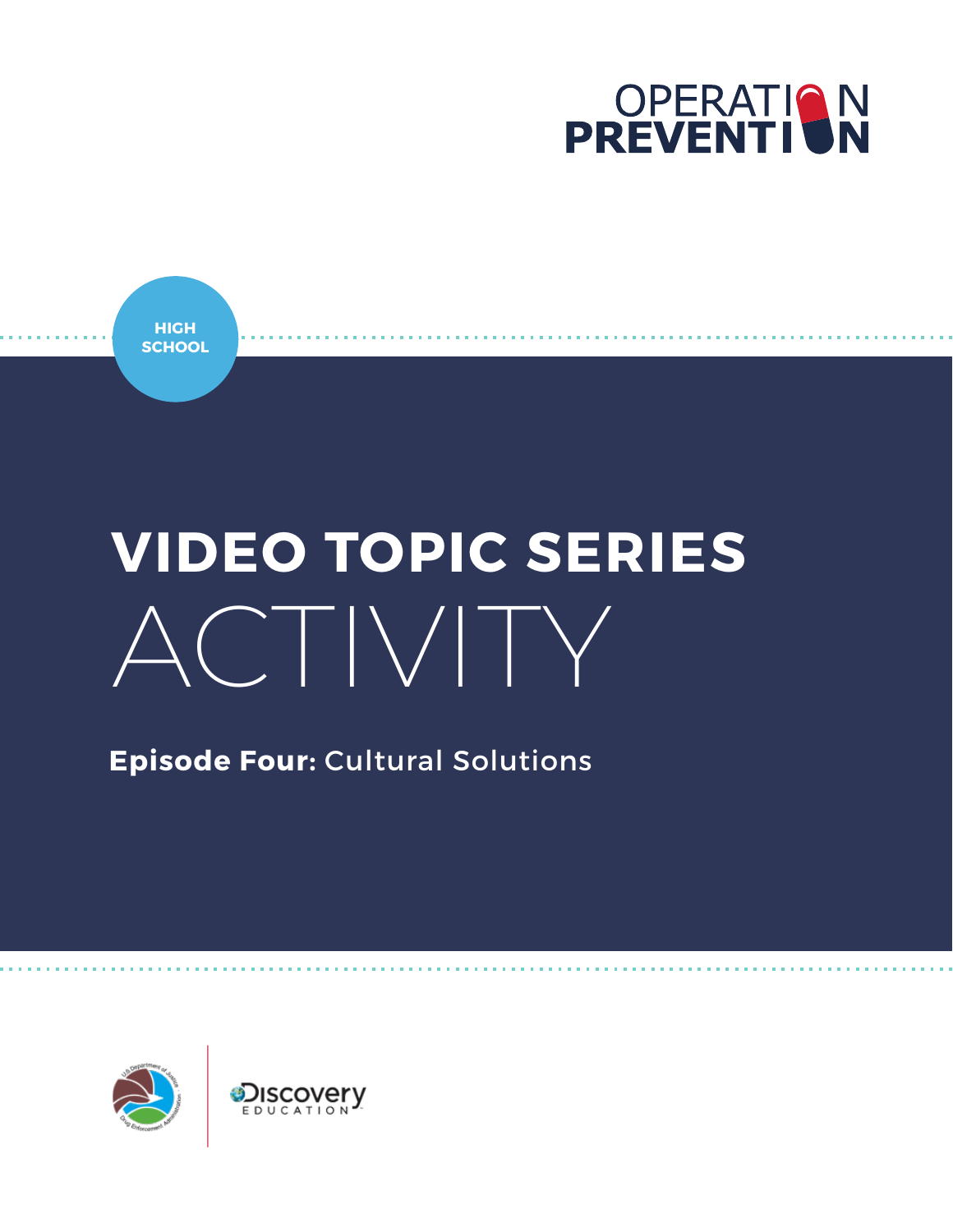OPERATION PREVENTION

HIGH SCHOOL

# VIDEO TOPIC SERIES ACTIVITY

**Episode Four:** Cultural Solutions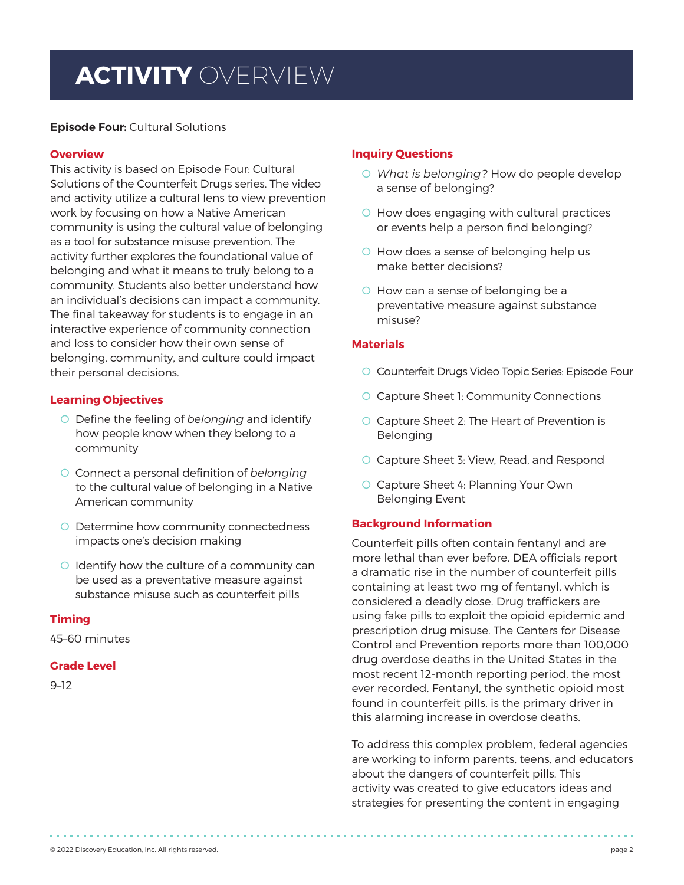# **ACTIVITY** OVERVIEW

**Episode Four:** Cultural Solutions

## Overview

This activity is based on Episode Four: Cultural Solutions of the Counterfeit Drugs series. The video and activity utilize a cultural lens to view prevention work by focusing on how a Native American community is using the cultural value of belonging as a tool for substance misuse prevention. The activity further explores the foundational value of belonging and what it means to truly belong to a community. Students also better understand how an individual's decisions can impact a community. The final takeaway for students is to engage in an interactive experience of community connection and loss to consider how their own sense of belonging, community, and culture could impact their personal decisions.

## Learning Objectives

- Define the feeling of *belonging* and identify how people know when they belong to a community
- Connect a personal definition of *belonging* to the cultural value of belonging in a Native American community
- Determine how community connectedness impacts one's decision making
- Identify how the culture of a community can be used as a preventative measure against substance misuse such as counterfeit pills

## Timing

45–60 minutes

## Grade Level

9–12

## Inquiry Questions

- *What is belonging?* How do people develop a sense of belonging?
- How does engaging with cultural practices or events help a person find belonging?
- How does a sense of belonging help us make better decisions?
- How can a sense of belonging be a preventative measure against substance misuse?

## Materials

- Counterfeit Drugs Video Topic Series: Episode Four
- Capture Sheet 1: Community Connections
- Capture Sheet 2: The Heart of Prevention is Belonging
- Capture Sheet 3: View, Read, and Respond
- Capture Sheet 4: Planning Your Own Belonging Event

## Background Information

Counterfeit pills often contain fentanyl and are more lethal than ever before. DEA officials report a dramatic rise in the number of counterfeit pills containing at least two mg of fentanyl, which is considered a deadly dose. Drug traffickers are using fake pills to exploit the opioid epidemic and prescription drug misuse. The Centers for Disease Control and Prevention reports more than 100,000 drug overdose deaths in the United States in the most recent 12-month reporting period, the most ever recorded. Fentanyl, the synthetic opioid most found in counterfeit pills, is the primary driver in this alarming increase in overdose deaths.

To address this complex problem, federal agencies are working to inform parents, teens, and educators about the dangers of counterfeit pills. This activity was created to give educators ideas and strategies for presenting the content in engaging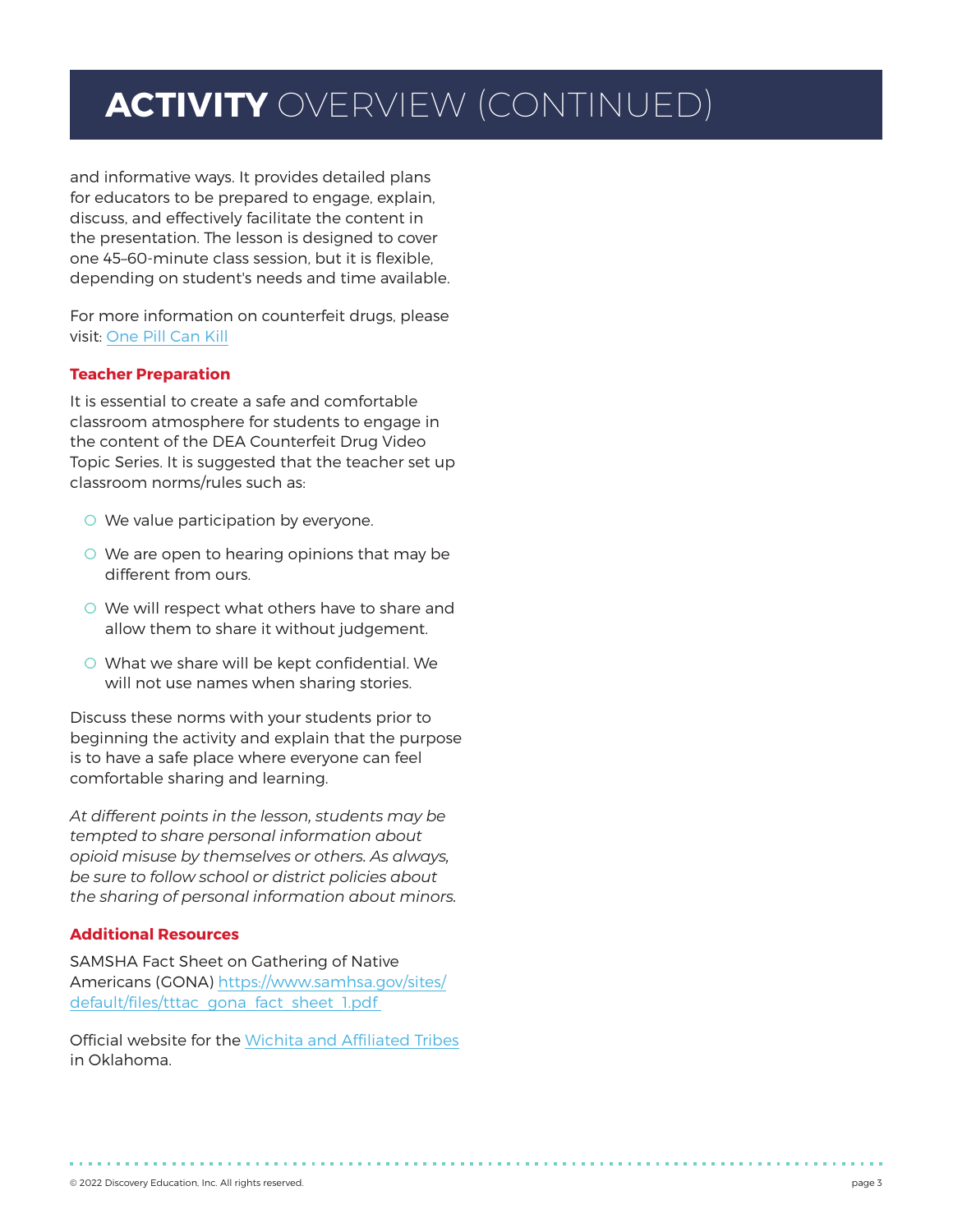# ACTIVITY OVERVIEW (CONTINUED)

and informative ways. It provides detailed plans for educators to be prepared to engage, explain, discuss, and effectively facilitate the content in the presentation. The lesson is designed to cover one 45–60-minute class session, but it is flexible, depending on student's needs and time available.

For more information on counterfeit drugs, please visit: [One Pill Can Kill]

### Teacher Preparation

It is essential to create a safe and comfortable classroom atmosphere for students to engage in the content of the DEA Counterfeit Drug Video Topic Series. It is suggested that the teacher set up classroom norms/rules such as:

- We value participation by everyone.
- We are open to hearing opinions that may be different from ours.
- We will respect what others have to share and allow them to share it without judgement.
- What we share will be kept confidential. We will not use names when sharing stories.

Discuss these norms with your students prior to beginning the activity and explain that the purpose is to have a safe place where everyone can feel comfortable sharing and learning.

*At different points in the lesson, students may be tempted to share personal information about opioid misuse by themselves or others. As always, be sure to follow school or district policies about the sharing of personal information about minors.*

### Additional Resources

SAMSHA Fact Sheet on Gathering of Native Americans (GONA) https://www.samhsa.gov/sites/default/files/tttac_gona_fact_sheet_1.pdf

Official website for the Wichita and Affiliated Tribes in Oklahoma.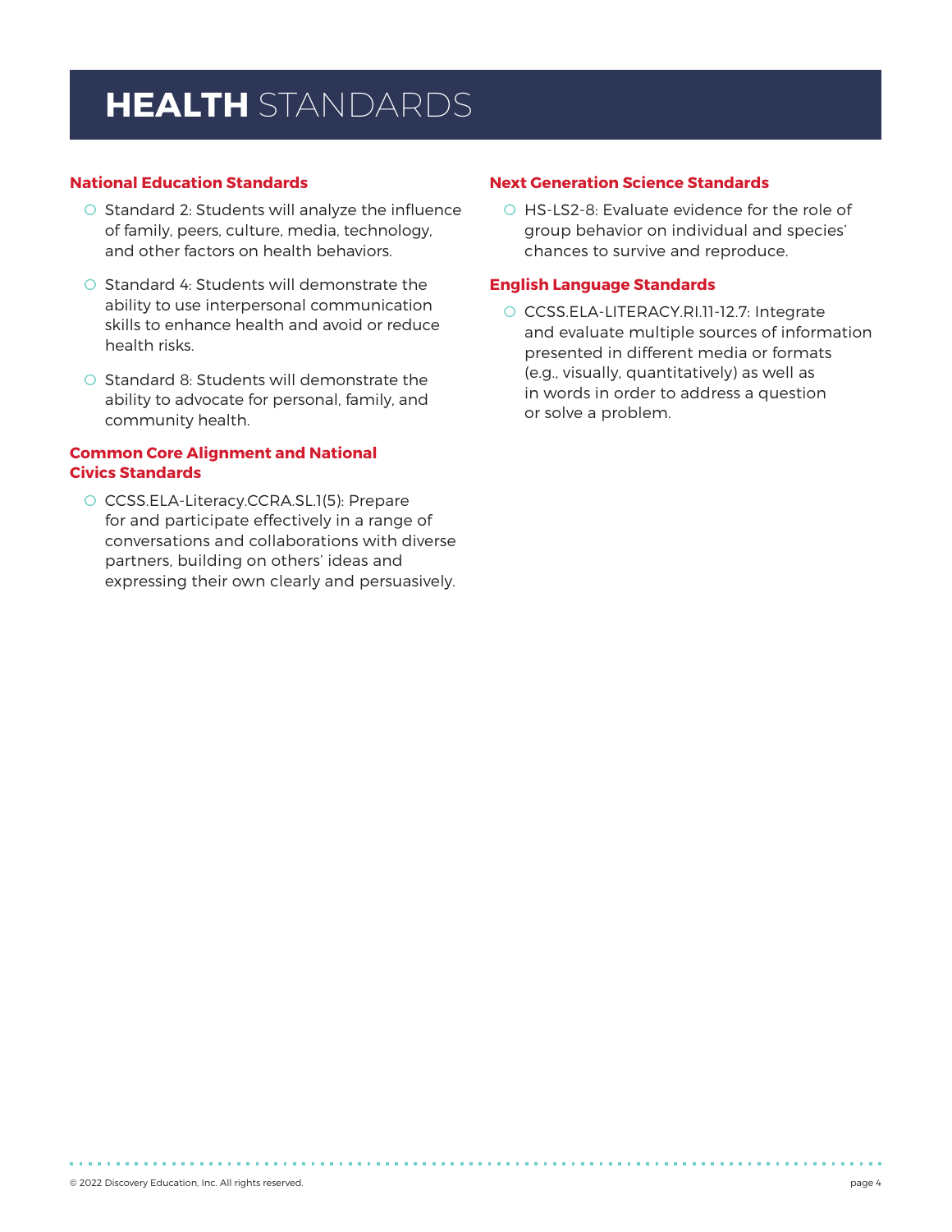# **HEALTH** STANDARDS

### National Education Standards

- Standard 2: Students will analyze the influence of family, peers, culture, media, technology, and other factors on health behaviors.
- Standard 4: Students will demonstrate the ability to use interpersonal communication skills to enhance health and avoid or reduce health risks.
- Standard 8: Students will demonstrate the ability to advocate for personal, family, and community health.

### Common Core Alignment and National Civics Standards

- CCSS.ELA-Literacy.CCRA.SL.1(5): Prepare for and participate effectively in a range of conversations and collaborations with diverse partners, building on others' ideas and expressing their own clearly and persuasively.

### Next Generation Science Standards

- HS-LS2-8: Evaluate evidence for the role of group behavior on individual and species' chances to survive and reproduce.

### English Language Standards

- CCSS.ELA-LITERACY.RI.11-12.7: Integrate and evaluate multiple sources of information presented in different media or formats (e.g., visually, quantitatively) as well as in words in order to address a question or solve a problem.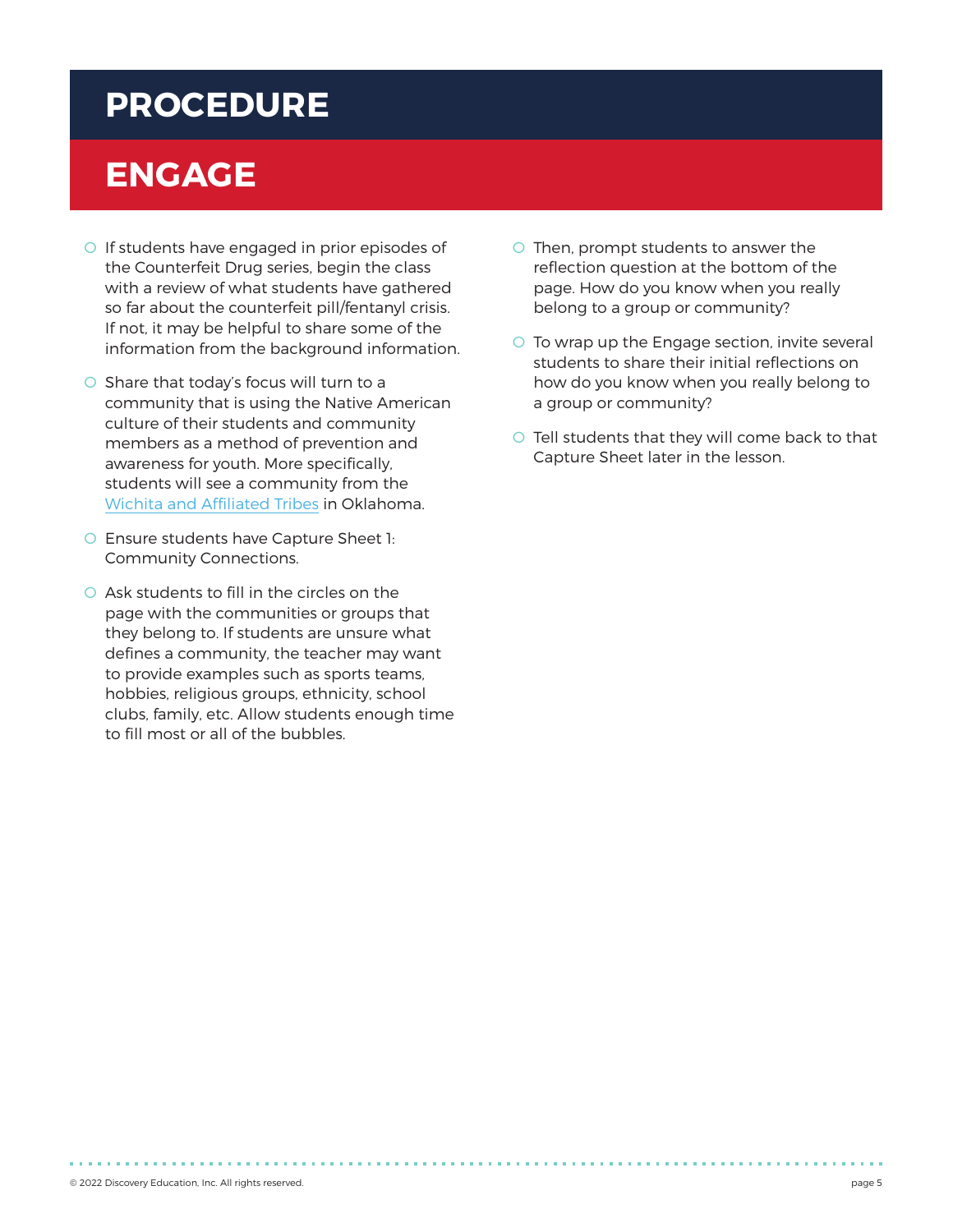# PROCEDURE

## ENGAGE

- If students have engaged in prior episodes of the Counterfeit Drug series, begin the class with a review of what students have gathered so far about the counterfeit pill/fentanyl crisis. If not, it may be helpful to share some of the information from the background information.
- Share that today's focus will turn to a community that is using the Native American culture of their students and community members as a method of prevention and awareness for youth. More specifically, students will see a community from the Wichita and Affiliated Tribes in Oklahoma.
- Ensure students have Capture Sheet 1: Community Connections.
- Ask students to fill in the circles on the page with the communities or groups that they belong to. If students are unsure what defines a community, the teacher may want to provide examples such as sports teams, hobbies, religious groups, ethnicity, school clubs, family, etc. Allow students enough time to fill most or all of the bubbles.
- Then, prompt students to answer the reflection question at the bottom of the page. How do you know when you really belong to a group or community?
- To wrap up the Engage section, invite several students to share their initial reflections on how do you know when you really belong to a group or community?
- Tell students that they will come back to that Capture Sheet later in the lesson.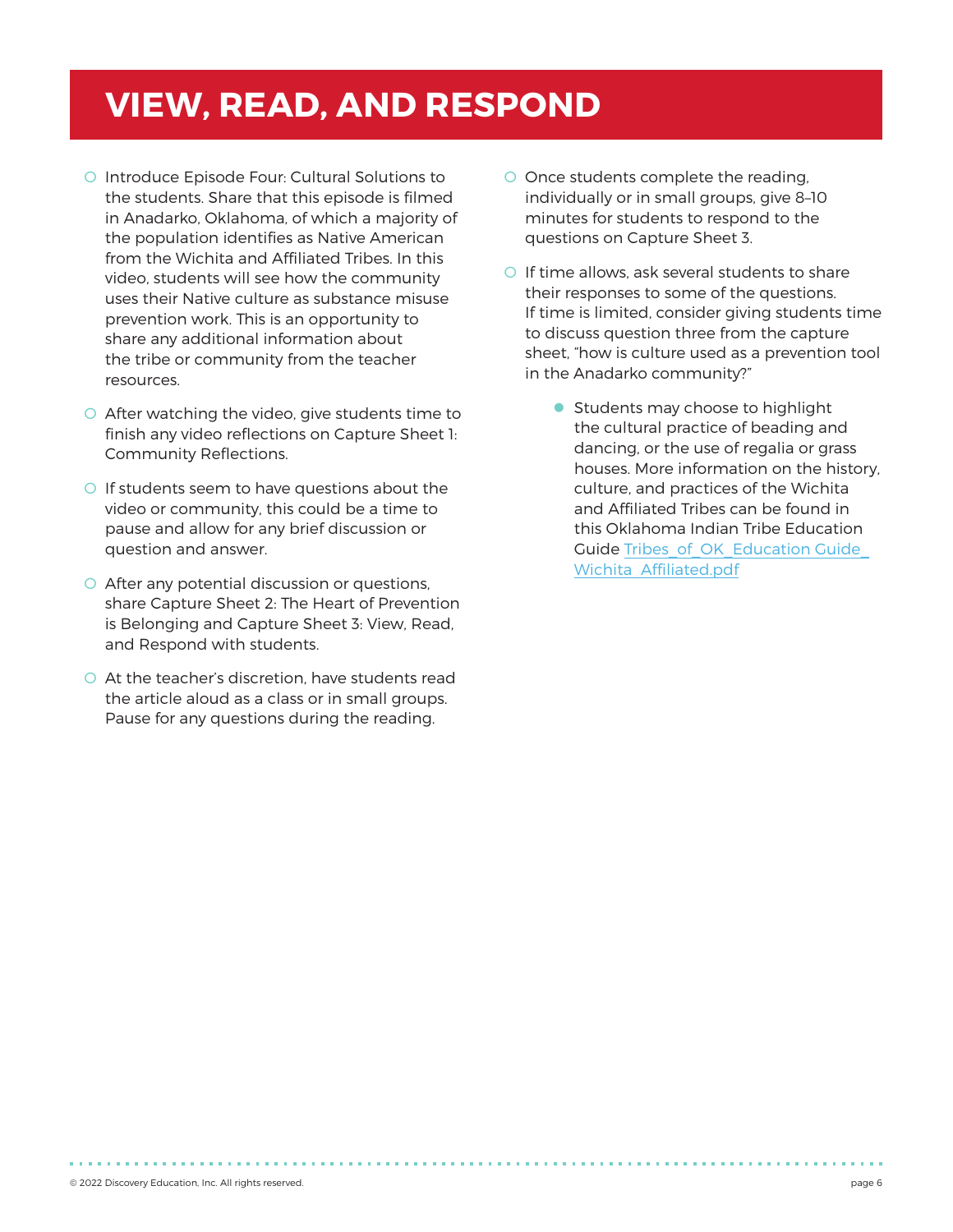# VIEW, READ, AND RESPOND

- Introduce Episode Four: Cultural Solutions to the students. Share that this episode is filmed in Anadarko, Oklahoma, of which a majority of the population identifies as Native American from the Wichita and Affiliated Tribes. In this video, students will see how the community uses their Native culture as substance misuse prevention work. This is an opportunity to share any additional information about the tribe or community from the teacher resources.
- After watching the video, give students time to finish any video reflections on Capture Sheet 1: Community Reflections.
- If students seem to have questions about the video or community, this could be a time to pause and allow for any brief discussion or question and answer.
- After any potential discussion or questions, share Capture Sheet 2: The Heart of Prevention is Belonging and Capture Sheet 3: View, Read, and Respond with students.
- At the teacher's discretion, have students read the article aloud as a class or in small groups. Pause for any questions during the reading.
- Once students complete the reading, individually or in small groups, give 8–10 minutes for students to respond to the questions on Capture Sheet 3.
- If time allows, ask several students to share their responses to some of the questions. If time is limited, consider giving students time to discuss question three from the capture sheet, "how is culture used as a prevention tool in the Anadarko community?"
    - Students may choose to highlight the cultural practice of beading and dancing, or the use of regalia or grass houses. More information on the history, culture, and practices of the Wichita and Affiliated Tribes can be found in this Oklahoma Indian Tribe Education Guide Tribes_of_OK_Education Guide_Wichita_Affiliated.pdf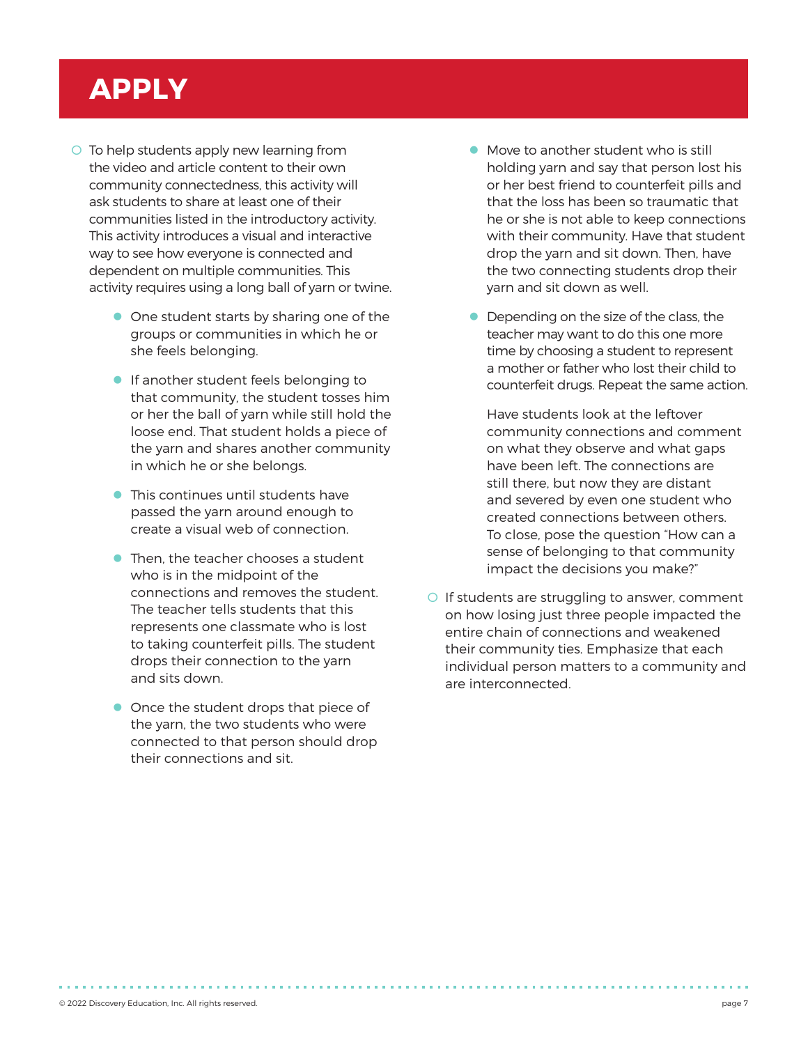# APPLY

- To help students apply new learning from the video and article content to their own community connectedness, this activity will ask students to share at least one of their communities listed in the introductory activity. This activity introduces a visual and interactive way to see how everyone is connected and dependent on multiple communities. This activity requires using a long ball of yarn or twine.
  - One student starts by sharing one of the groups or communities in which he or she feels belonging.
  - If another student feels belonging to that community, the student tosses him or her the ball of yarn while still hold the loose end. That student holds a piece of the yarn and shares another community in which he or she belongs.
  - This continues until students have passed the yarn around enough to create a visual web of connection.
  - Then, the teacher chooses a student who is in the midpoint of the connections and removes the student. The teacher tells students that this represents one classmate who is lost to taking counterfeit pills. The student drops their connection to the yarn and sits down.
  - Once the student drops that piece of the yarn, the two students who were connected to that person should drop their connections and sit.
  - Move to another student who is still holding yarn and say that person lost his or her best friend to counterfeit pills and that the loss has been so traumatic that he or she is not able to keep connections with their community. Have that student drop the yarn and sit down. Then, have the two connecting students drop their yarn and sit down as well.
  - Depending on the size of the class, the teacher may want to do this one more time by choosing a student to represent a mother or father who lost their child to counterfeit drugs. Repeat the same action.

    Have students look at the leftover community connections and comment on what they observe and what gaps have been left. The connections are still there, but now they are distant and severed by even one student who created connections between others. To close, pose the question "How can a sense of belonging to that community impact the decisions you make?"
- If students are struggling to answer, comment on how losing just three people impacted the entire chain of connections and weakened their community ties. Emphasize that each individual person matters to a community and are interconnected.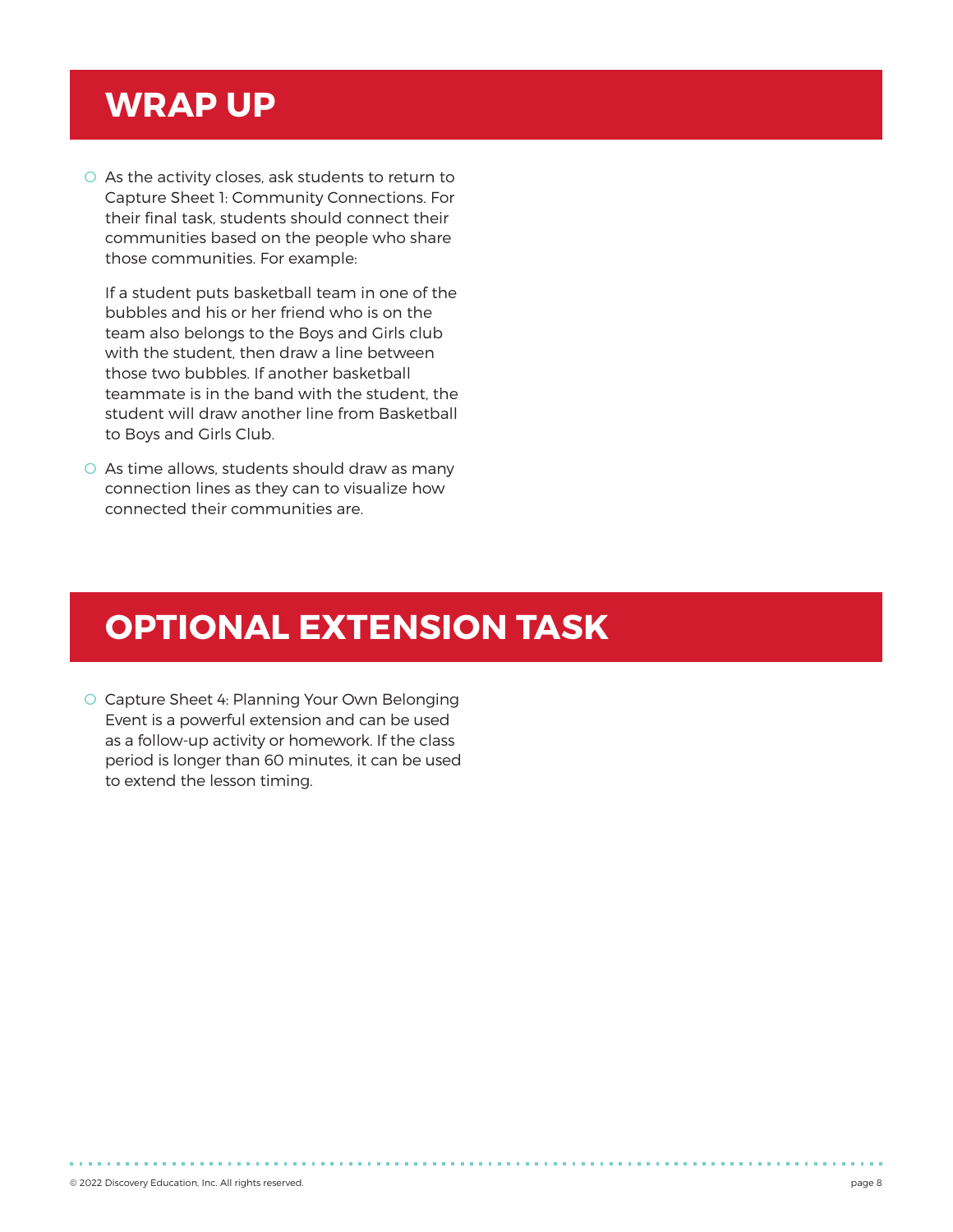## WRAP UP

- As the activity closes, ask students to return to Capture Sheet 1: Community Connections. For their final task, students should connect their communities based on the people who share those communities. For example:

  If a student puts basketball team in one of the bubbles and his or her friend who is on the team also belongs to the Boys and Girls club with the student, then draw a line between those two bubbles. If another basketball teammate is in the band with the student, the student will draw another line from Basketball to Boys and Girls Club.

- As time allows, students should draw as many connection lines as they can to visualize how connected their communities are.

## OPTIONAL EXTENSION TASK

- Capture Sheet 4: Planning Your Own Belonging Event is a powerful extension and can be used as a follow-up activity or homework. If the class period is longer than 60 minutes, it can be used to extend the lesson timing.

© 2022 Discovery Education, Inc. All rights reserved.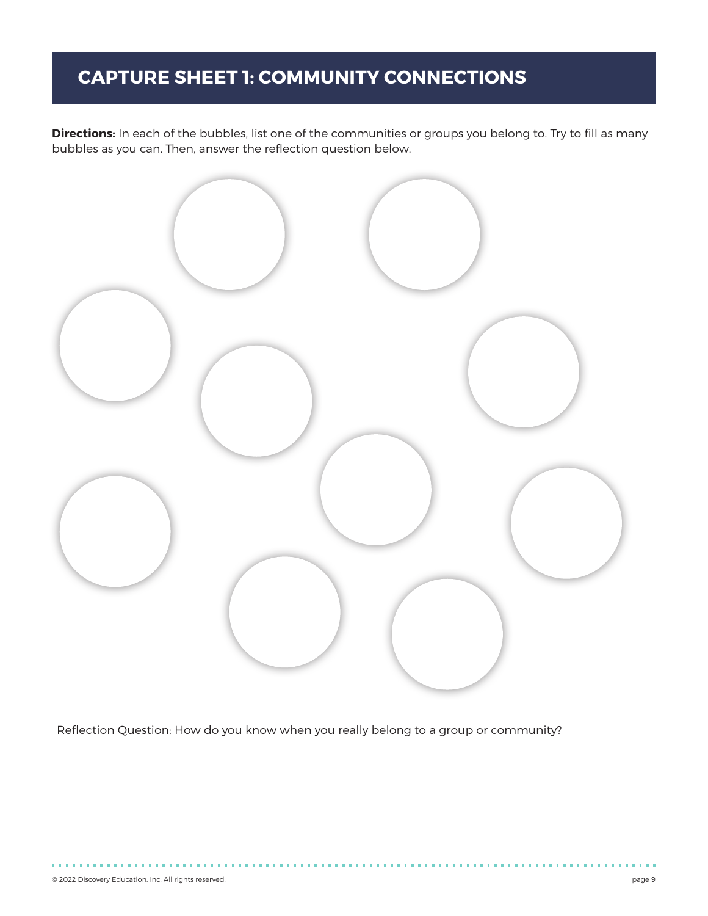# CAPTURE SHEET 1: COMMUNITY CONNECTIONS

**Directions:** In each of the bubbles, list one of the communities or groups you belong to. Try to fill as many bubbles as you can. Then, answer the reflection question below.

Reflection Question: How do you know when you really belong to a group or community?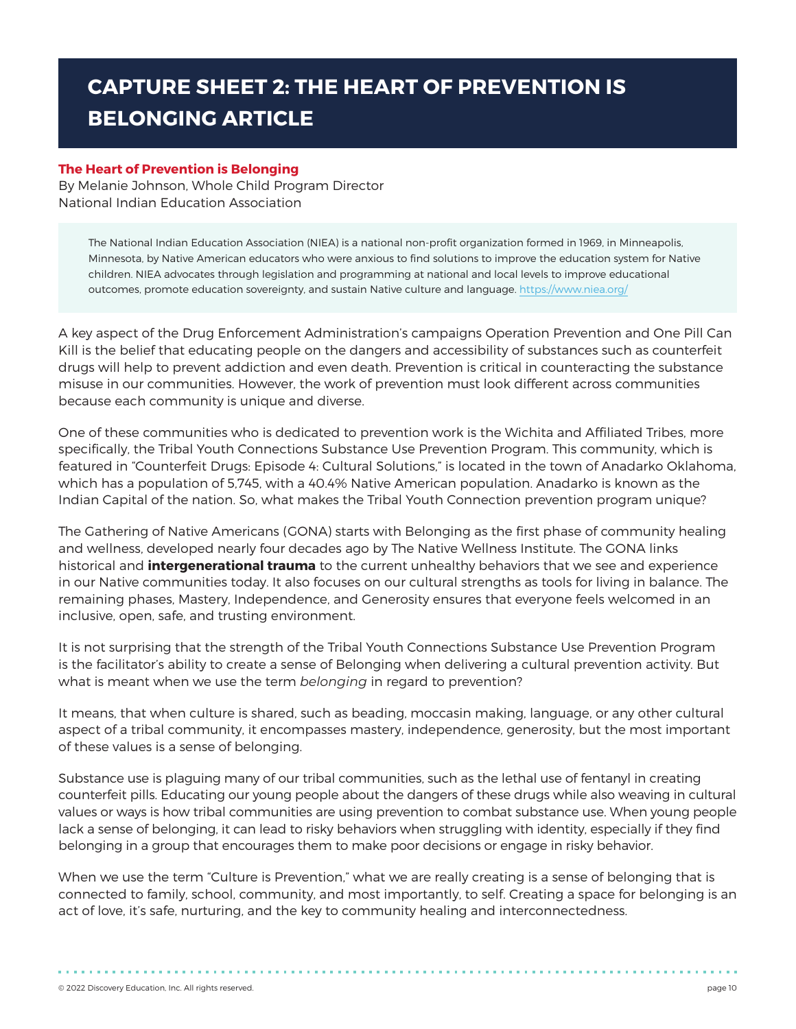# CAPTURE SHEET 2: THE HEART OF PREVENTION IS BELONGING ARTICLE

**The Heart of Prevention is Belonging**
By Melanie Johnson, Whole Child Program Director
National Indian Education Association

> The National Indian Education Association (NIEA) is a national non-profit organization formed in 1969, in Minneapolis, Minnesota, by Native American educators who were anxious to find solutions to improve the education system for Native children. NIEA advocates through legislation and programming at national and local levels to improve educational outcomes, promote education sovereignty, and sustain Native culture and language. https://www.niea.org/

A key aspect of the Drug Enforcement Administration's campaigns Operation Prevention and One Pill Can Kill is the belief that educating people on the dangers and accessibility of substances such as counterfeit drugs will help to prevent addiction and even death. Prevention is critical in counteracting the substance misuse in our communities. However, the work of prevention must look different across communities because each community is unique and diverse.

One of these communities who is dedicated to prevention work is the Wichita and Affiliated Tribes, more specifically, the Tribal Youth Connections Substance Use Prevention Program. This community, which is featured in "Counterfeit Drugs: Episode 4: Cultural Solutions," is located in the town of Anadarko Oklahoma, which has a population of 5,745, with a 40.4% Native American population. Anadarko is known as the Indian Capital of the nation. So, what makes the Tribal Youth Connection prevention program unique?

The Gathering of Native Americans (GONA) starts with Belonging as the first phase of community healing and wellness, developed nearly four decades ago by The Native Wellness Institute. The GONA links historical and **intergenerational trauma** to the current unhealthy behaviors that we see and experience in our Native communities today. It also focuses on our cultural strengths as tools for living in balance. The remaining phases, Mastery, Independence, and Generosity ensures that everyone feels welcomed in an inclusive, open, safe, and trusting environment.

It is not surprising that the strength of the Tribal Youth Connections Substance Use Prevention Program is the facilitator's ability to create a sense of Belonging when delivering a cultural prevention activity. But what is meant when we use the term *belonging* in regard to prevention?

It means, that when culture is shared, such as beading, moccasin making, language, or any other cultural aspect of a tribal community, it encompasses mastery, independence, generosity, but the most important of these values is a sense of belonging.

Substance use is plaguing many of our tribal communities, such as the lethal use of fentanyl in creating counterfeit pills. Educating our young people about the dangers of these drugs while also weaving in cultural values or ways is how tribal communities are using prevention to combat substance use. When young people lack a sense of belonging, it can lead to risky behaviors when struggling with identity, especially if they find belonging in a group that encourages them to make poor decisions or engage in risky behavior.

When we use the term "Culture is Prevention," what we are really creating is a sense of belonging that is connected to family, school, community, and most importantly, to self. Creating a space for belonging is an act of love, it's safe, nurturing, and the key to community healing and interconnectedness.

© 2022 Discovery Education, Inc. All rights reserved.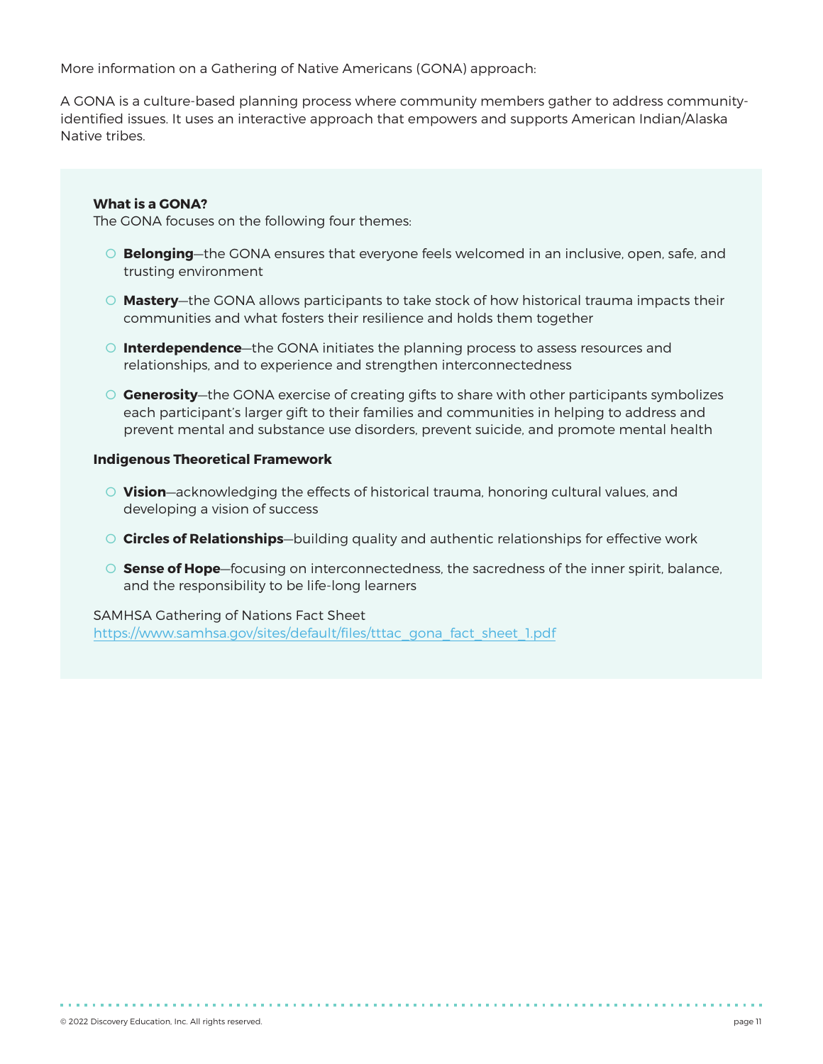More information on a Gathering of Native Americans (GONA) approach:

A GONA is a culture-based planning process where community members gather to address community-identified issues. It uses an interactive approach that empowers and supports American Indian/Alaska Native tribes.

**What is a GONA?**
The GONA focuses on the following four themes:

- **Belonging**—the GONA ensures that everyone feels welcomed in an inclusive, open, safe, and trusting environment
- **Mastery**—the GONA allows participants to take stock of how historical trauma impacts their communities and what fosters their resilience and holds them together
- **Interdependence**—the GONA initiates the planning process to assess resources and relationships, and to experience and strengthen interconnectedness
- **Generosity**—the GONA exercise of creating gifts to share with other participants symbolizes each participant's larger gift to their families and communities in helping to address and prevent mental and substance use disorders, prevent suicide, and promote mental health

**Indigenous Theoretical Framework**

- **Vision**—acknowledging the effects of historical trauma, honoring cultural values, and developing a vision of success
- **Circles of Relationships**—building quality and authentic relationships for effective work
- **Sense of Hope**—focusing on interconnectedness, the sacredness of the inner spirit, balance, and the responsibility to be life-long learners

SAMHSA Gathering of Nations Fact Sheet
https://www.samhsa.gov/sites/default/files/tttac_gona_fact_sheet_1.pdf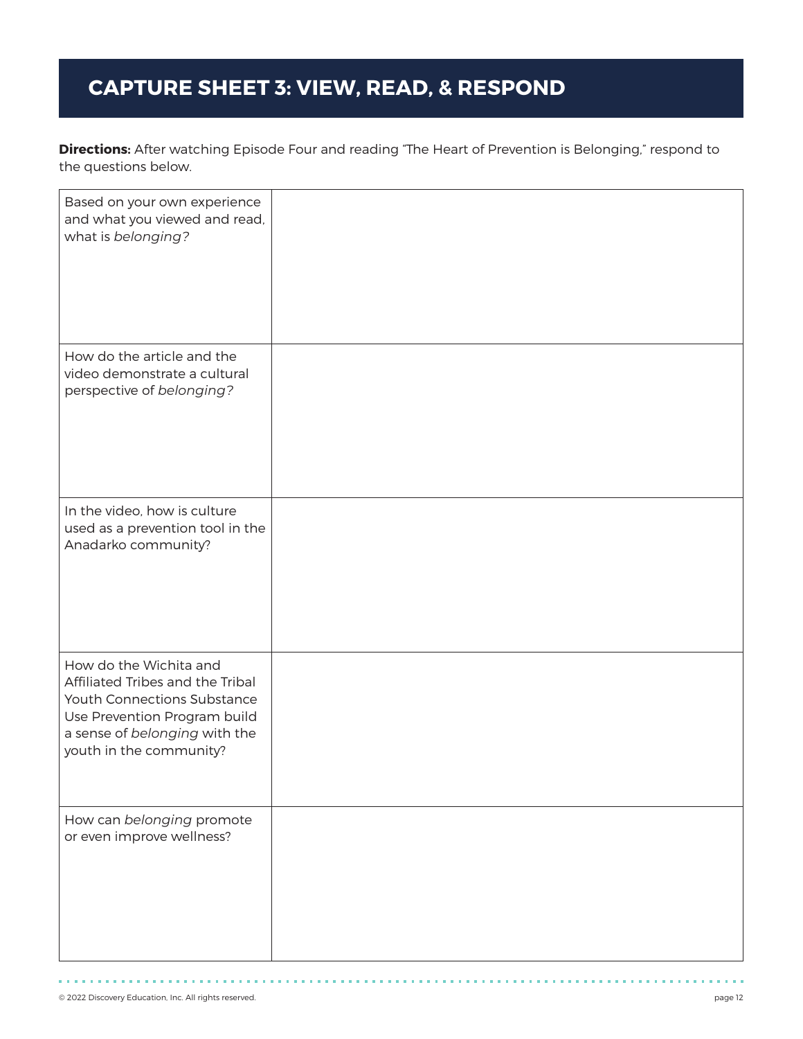# CAPTURE SHEET 3: VIEW, READ, & RESPOND

**Directions:** After watching Episode Four and reading "The Heart of Prevention is Belonging," respond to the questions below.

| | |
|---|---|
| Based on your own experience and what you viewed and read, what is *belonging?* | |
| How do the article and the video demonstrate a cultural perspective of *belonging?* | |
| In the video, how is culture used as a prevention tool in the Anadarko community? | |
| How do the Wichita and Affiliated Tribes and the Tribal Youth Connections Substance Use Prevention Program build a sense of *belonging* with the youth in the community? | |
| How can *belonging* promote or even improve wellness? | |

© 2022 Discovery Education, Inc. All rights reserved.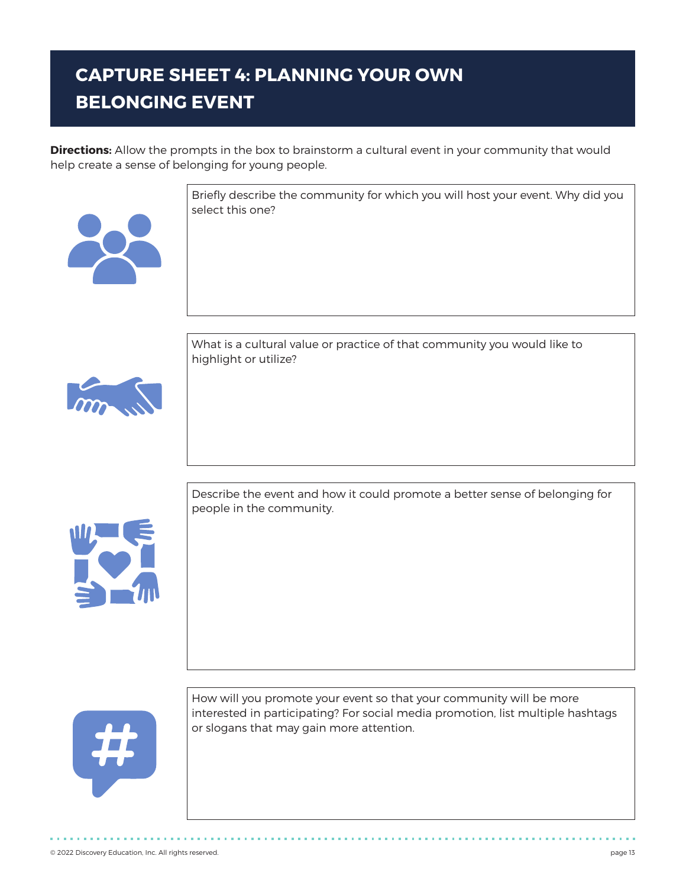# CAPTURE SHEET 4: PLANNING YOUR OWN BELONGING EVENT

**Directions:** Allow the prompts in the box to brainstorm a cultural event in your community that would help create a sense of belonging for young people.

Briefly describe the community for which you will host your event. Why did you select this one?

What is a cultural value or practice of that community you would like to highlight or utilize?

Describe the event and how it could promote a better sense of belonging for people in the community.

How will you promote your event so that your community will be more interested in participating? For social media promotion, list multiple hashtags or slogans that may gain more attention.

© 2022 Discovery Education, Inc. All rights reserved.